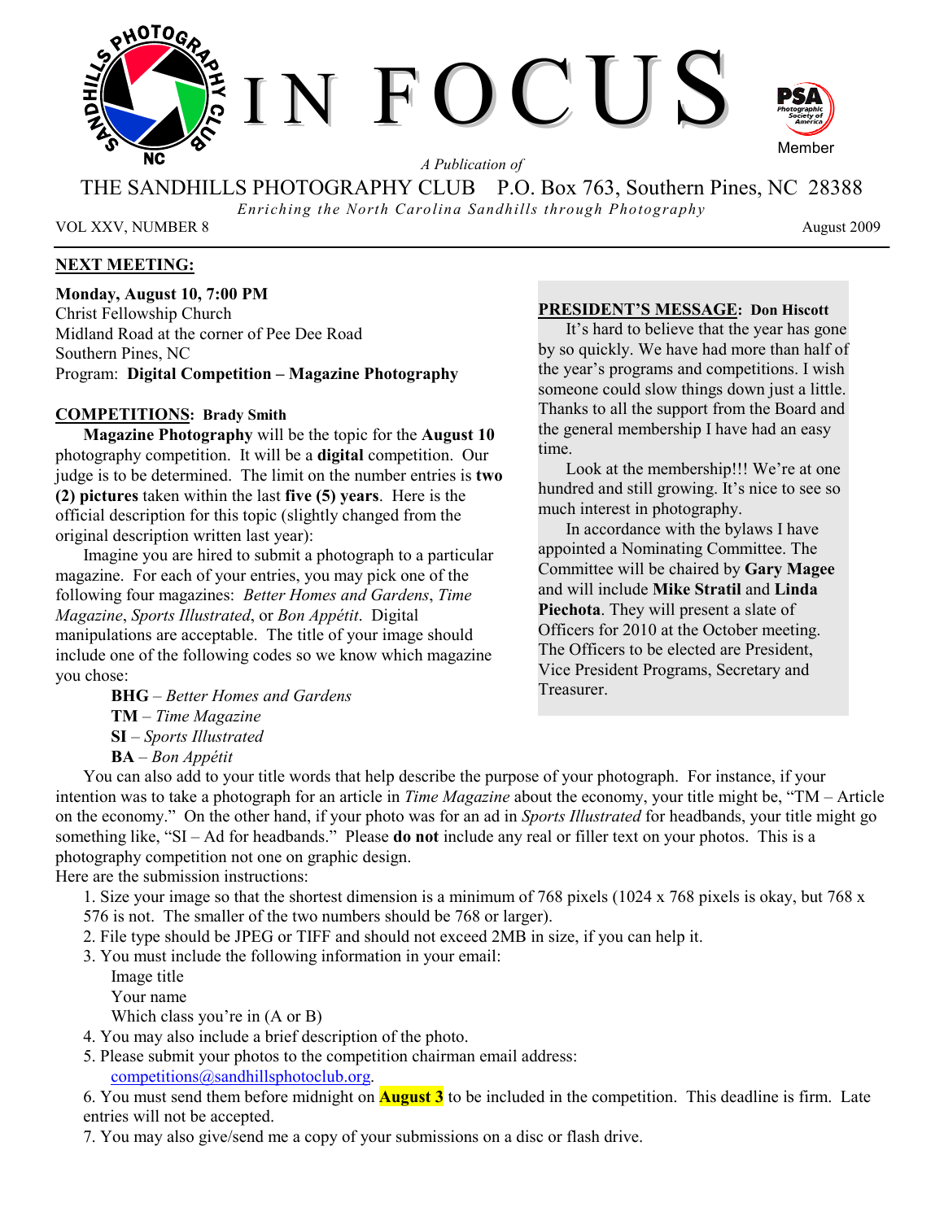# IN FOCUS

*A Publication of*

THE SANDHILLS PHOTOGRAPHY CLUB P.O. Box 763, Southern Pines, NC 28388

*Enriching the North Carolina Sandhills through Photography*

VOL XXV, NUMBER 8 August 2009

## NEXT MEETING:

**Monday, August 10, 7:00 PM**
Christ Fellowship Church
Midland Road at the corner of Pee Dee Road
Southern Pines, NC
Program: **Digital Competition – Magazine Photography**

## COMPETITIONS: Brady Smith

**Magazine Photography** will be the topic for the **August 10** photography competition. It will be a **digital** competition. Our judge is to be determined. The limit on the number entries is **two (2) pictures** taken within the last **five (5) years**. Here is the official description for this topic (slightly changed from the original description written last year):

Imagine you are hired to submit a photograph to a particular magazine. For each of your entries, you may pick one of the following four magazines: *Better Homes and Gardens*, *Time Magazine*, *Sports Illustrated*, or *Bon Appétit*. Digital manipulations are acceptable. The title of your image should include one of the following codes so we know which magazine you chose:

- **BHG** – *Better Homes and Gardens*
- **TM** – *Time Magazine*
- **SI** – *Sports Illustrated*
- **BA** – *Bon Appétit*

You can also add to your title words that help describe the purpose of your photograph. For instance, if your intention was to take a photograph for an article in *Time Magazine* about the economy, your title might be, "TM – Article on the economy." On the other hand, if your photo was for an ad in *Sports Illustrated* for headbands, your title might go something like, "SI – Ad for headbands." Please **do not** include any real or filler text on your photos. This is a photography competition not one on graphic design.

Here are the submission instructions:

1. Size your image so that the shortest dimension is a minimum of 768 pixels (1024 x 768 pixels is okay, but 768 x 576 is not. The smaller of the two numbers should be 768 or larger).
2. File type should be JPEG or TIFF and should not exceed 2MB in size, if you can help it.
3. You must include the following information in your email:
   Image title
   Your name
   Which class you're in (A or B)
4. You may also include a brief description of the photo.
5. Please submit your photos to the competition chairman email address: competitions@sandhillsphotoclub.org.
6. You must send them before midnight on **August 3** to be included in the competition. This deadline is firm. Late entries will not be accepted.
7. You may also give/send me a copy of your submissions on a disc or flash drive.

## PRESIDENT'S MESSAGE: Don Hiscott

It's hard to believe that the year has gone by so quickly. We have had more than half of the year's programs and competitions. I wish someone could slow things down just a little. Thanks to all the support from the Board and the general membership I have had an easy time.

Look at the membership!!! We're at one hundred and still growing. It's nice to see so much interest in photography.

In accordance with the bylaws I have appointed a Nominating Committee. The Committee will be chaired by **Gary Magee** and will include **Mike Stratil** and **Linda Piechota**. They will present a slate of Officers for 2010 at the October meeting. The Officers to be elected are President, Vice President Programs, Secretary and Treasurer.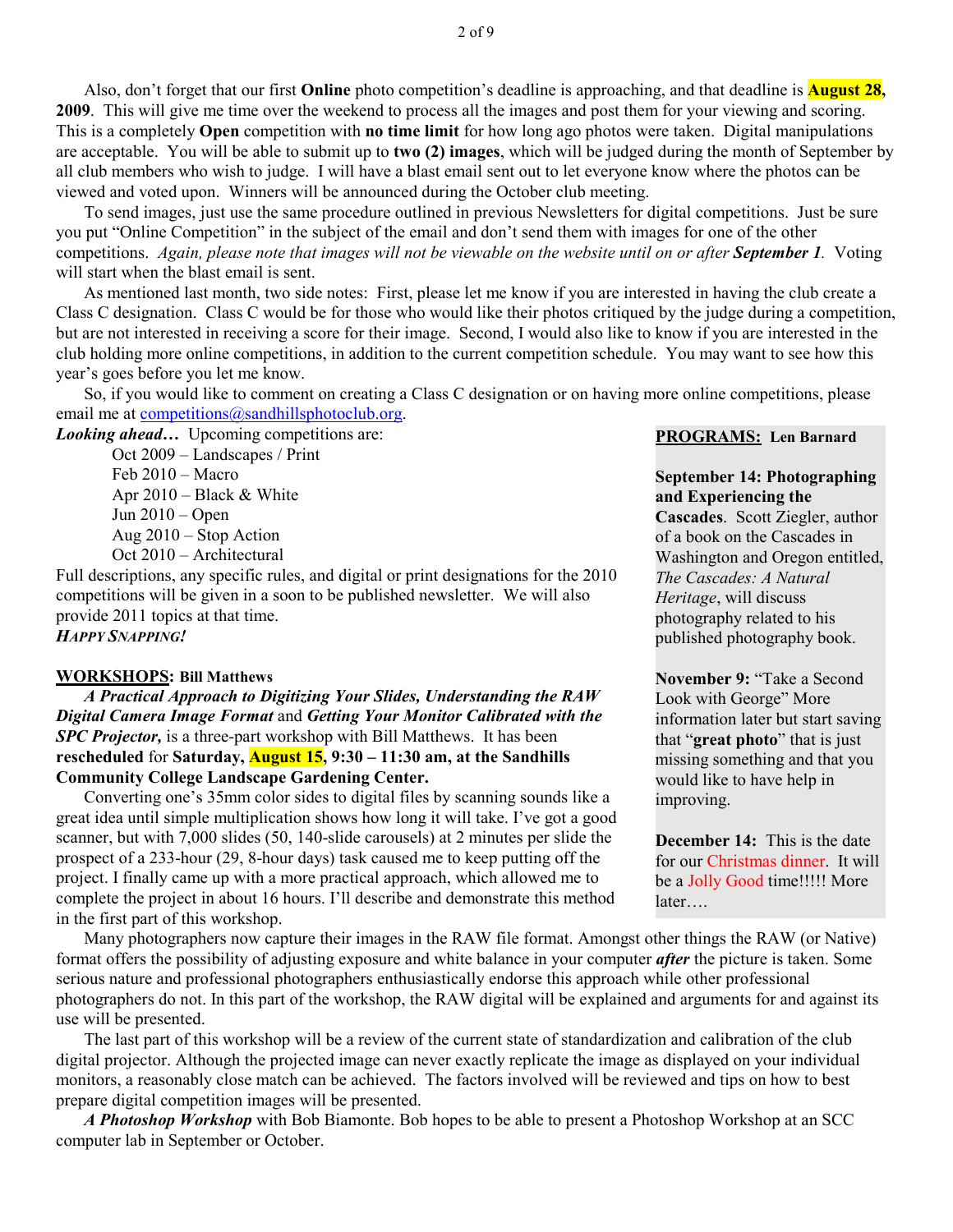Also, don't forget that our first **Online** photo competition's deadline is approaching, and that deadline is **August 28, 2009**. This will give me time over the weekend to process all the images and post them for your viewing and scoring. This is a completely **Open** competition with **no time limit** for how long ago photos were taken. Digital manipulations are acceptable. You will be able to submit up to **two (2) images**, which will be judged during the month of September by all club members who wish to judge. I will have a blast email sent out to let everyone know where the photos can be viewed and voted upon. Winners will be announced during the October club meeting.

To send images, just use the same procedure outlined in previous Newsletters for digital competitions. Just be sure you put "Online Competition" in the subject of the email and don't send them with images for one of the other competitions. *Again, please note that images will not be viewable on the website until on or after **September 1**.* Voting will start when the blast email is sent.

As mentioned last month, two side notes: First, please let me know if you are interested in having the club create a Class C designation. Class C would be for those who would like their photos critiqued by the judge during a competition, but are not interested in receiving a score for their image. Second, I would also like to know if you are interested in the club holding more online competitions, in addition to the current competition schedule. You may want to see how this year's goes before you let me know.

So, if you would like to comment on creating a Class C designation or on having more online competitions, please email me at competitions@sandhillsphotoclub.org.

***Looking ahead…*** Upcoming competitions are:

- Oct 2009 – Landscapes / Print
- Feb 2010 – Macro
- Apr 2010 – Black & White
- Jun 2010 – Open
- Aug 2010 – Stop Action
- Oct 2010 – Architectural

Full descriptions, any specific rules, and digital or print designations for the 2010 competitions will be given in a soon to be published newsletter. We will also provide 2011 topics at that time.

***HAPPY SNAPPING!***

## WORKSHOPS: Bill Matthews

***A Practical Approach to Digitizing Your Slides, Understanding the RAW Digital Camera Image Format*** and ***Getting Your Monitor Calibrated with the SPC Projector,*** is a three-part workshop with Bill Matthews. It has been **rescheduled** for **Saturday, August 15, 9:30 – 11:30 am, at the Sandhills Community College Landscape Gardening Center.**

Converting one's 35mm color sides to digital files by scanning sounds like a great idea until simple multiplication shows how long it will take. I've got a good scanner, but with 7,000 slides (50, 140-slide carousels) at 2 minutes per slide the prospect of a 233-hour (29, 8-hour days) task caused me to keep putting off the project. I finally came up with a more practical approach, which allowed me to complete the project in about 16 hours. I'll describe and demonstrate this method in the first part of this workshop.

Many photographers now capture their images in the RAW file format. Amongst other things the RAW (or Native) format offers the possibility of adjusting exposure and white balance in your computer ***after*** the picture is taken. Some serious nature and professional photographers enthusiastically endorse this approach while other professional photographers do not. In this part of the workshop, the RAW digital will be explained and arguments for and against its use will be presented.

The last part of this workshop will be a review of the current state of standardization and calibration of the club digital projector. Although the projected image can never exactly replicate the image as displayed on your individual monitors, a reasonably close match can be achieved. The factors involved will be reviewed and tips on how to best prepare digital competition images will be presented.

***A Photoshop Workshop*** with Bob Biamonte. Bob hopes to be able to present a Photoshop Workshop at an SCC computer lab in September or October.

## PROGRAMS: Len Barnard

**September 14: Photographing and Experiencing the Cascades**. Scott Ziegler, author of a book on the Cascades in Washington and Oregon entitled, *The Cascades: A Natural Heritage*, will discuss photography related to his published photography book.

**November 9:** "Take a Second Look with George" More information later but start saving that "**great photo**" that is just missing something and that you would like to have help in improving.

**December 14:** This is the date for our Christmas dinner. It will be a Jolly Good time!!!!! More later….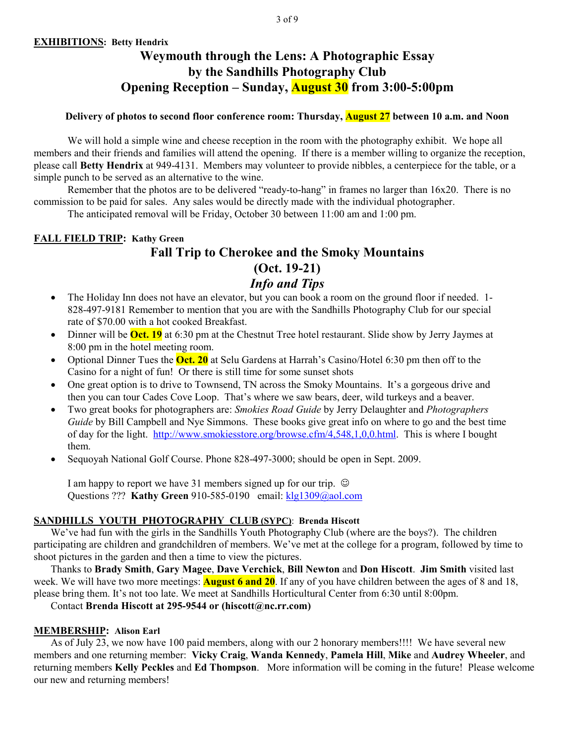**EXHIBITIONS: Betty Hendrix**

## Weymouth through the Lens: A Photographic Essay by the Sandhills Photography Club Opening Reception – Sunday, August 30 from 3:00-5:00pm

**Delivery of photos to second floor conference room: Thursday, August 27 between 10 a.m. and Noon**

We will hold a simple wine and cheese reception in the room with the photography exhibit. We hope all members and their friends and families will attend the opening. If there is a member willing to organize the reception, please call **Betty Hendrix** at 949-4131. Members may volunteer to provide nibbles, a centerpiece for the table, or a simple punch to be served as an alternative to the wine.

Remember that the photos are to be delivered "ready-to-hang" in frames no larger than 16x20. There is no commission to be paid for sales. Any sales would be directly made with the individual photographer.

The anticipated removal will be Friday, October 30 between 11:00 am and 1:00 pm.

**FALL FIELD TRIP: Kathy Green**

## Fall Trip to Cherokee and the Smoky Mountains (Oct. 19-21) *Info and Tips*

- The Holiday Inn does not have an elevator, but you can book a room on the ground floor if needed. 1-828-497-9181 Remember to mention that you are with the Sandhills Photography Club for our special rate of $70.00 with a hot cooked Breakfast.
- Dinner will be **Oct. 19** at 6:30 pm at the Chestnut Tree hotel restaurant. Slide show by Jerry Jaymes at 8:00 pm in the hotel meeting room.
- Optional Dinner Tues the **Oct. 20** at Selu Gardens at Harrah's Casino/Hotel 6:30 pm then off to the Casino for a night of fun! Or there is still time for some sunset shots
- One great option is to drive to Townsend, TN across the Smoky Mountains. It's a gorgeous drive and then you can tour Cades Cove Loop. That's where we saw bears, deer, wild turkeys and a beaver.
- Two great books for photographers are: *Smokies Road Guide* by Jerry Delaughter and *Photographers Guide* by Bill Campbell and Nye Simmons. These books give great info on where to go and the best time of day for the light. http://www.smokiesstore.org/browse.cfm/4,548,1,0,0.html. This is where I bought them.
- Sequoyah National Golf Course. Phone 828-497-3000; should be open in Sept. 2009.

I am happy to report we have 31 members signed up for our trip. ☺
Questions ??? **Kathy Green** 910-585-0190 email: klg1309@aol.com

**SANDHILLS YOUTH PHOTOGRAPHY CLUB (SYPC): Brenda Hiscott**

We've had fun with the girls in the Sandhills Youth Photography Club (where are the boys?). The children participating are children and grandchildren of members. We've met at the college for a program, followed by time to shoot pictures in the garden and then a time to view the pictures.

Thanks to **Brady Smith**, **Gary Magee**, **Dave Verchick**, **Bill Newton** and **Don Hiscott**. **Jim Smith** visited last week. We will have two more meetings: **August 6 and 20**. If any of you have children between the ages of 8 and 18, please bring them. It's not too late. We meet at Sandhills Horticultural Center from 6:30 until 8:00pm.

Contact **Brenda Hiscott at 295-9544 or (hiscott@nc.rr.com)**

**MEMBERSHIP: Alison Earl**

As of July 23, we now have 100 paid members, along with our 2 honorary members!!!! We have several new members and one returning member: **Vicky Craig**, **Wanda Kennedy**, **Pamela Hill**, **Mike** and **Audrey Wheeler**, and returning members **Kelly Peckles** and **Ed Thompson**. More information will be coming in the future! Please welcome our new and returning members!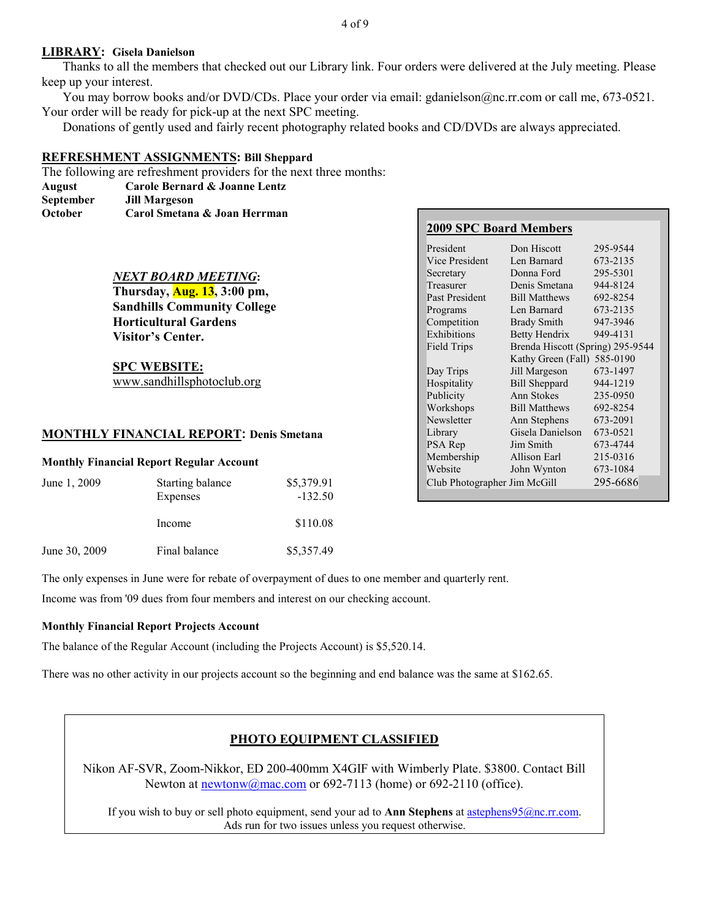**LIBRARY: Gisela Danielson**

Thanks to all the members that checked out our Library link. Four orders were delivered at the July meeting. Please keep up your interest.

You may borrow books and/or DVD/CDs. Place your order via email: gdanielson@nc.rr.com or call me, 673-0521. Your order will be ready for pick-up at the next SPC meeting.

Donations of gently used and fairly recent photography related books and CD/DVDs are always appreciated.

**REFRESHMENT ASSIGNMENTS: Bill Sheppard**

The following are refreshment providers for the next three months:

| | |
|---|---|
| **August** | **Carole Bernard & Joanne Lentz** |
| **September** | **Jill Margeson** |
| **October** | **Carol Smetana & Joan Herrman** |

***NEXT BOARD MEETING*:**
**Thursday, Aug. 13, 3:00 pm,**
**Sandhills Community College**
**Horticultural Gardens**
**Visitor's Center.**

**SPC WEBSITE:**
www.sandhillsphotoclub.org

**2009 SPC Board Members**

| | | |
|---|---|---|
| President | Don Hiscott | 295-9544 |
| Vice President | Len Barnard | 673-2135 |
| Secretary | Donna Ford | 295-5301 |
| Treasurer | Denis Smetana | 944-8124 |
| Past President | Bill Matthews | 692-8254 |
| Programs | Len Barnard | 673-2135 |
| Competition | Brady Smith | 947-3946 |
| Exhibitions | Betty Hendrix | 949-4131 |
| Field Trips | Brenda Hiscott (Spring) | 295-9544 |
| | Kathy Green (Fall) | 585-0190 |
| Day Trips | Jill Margeson | 673-1497 |
| Hospitality | Bill Sheppard | 944-1219 |
| Publicity | Ann Stokes | 235-0950 |
| Workshops | Bill Matthews | 692-8254 |
| Newsletter | Ann Stephens | 673-2091 |
| Library | Gisela Danielson | 673-0521 |
| PSA Rep | Jim Smith | 673-4744 |
| Membership | Allison Earl | 215-0316 |
| Website | John Wynton | 673-1084 |
| Club Photographer | Jim McGill | 295-6686 |

**MONTHLY FINANCIAL REPORT: Denis Smetana**

**Monthly Financial Report Regular Account**

| | | |
|---|---|---|
| June 1, 2009 | Starting balance | $5,379.91 |
| | Expenses | -132.50 |
| | Income | $110.08 |
| June 30, 2009 | Final balance | $5,357.49 |

The only expenses in June were for rebate of overpayment of dues to one member and quarterly rent.

Income was from '09 dues from four members and interest on our checking account.

**Monthly Financial Report Projects Account**

The balance of the Regular Account (including the Projects Account) is $5,520.14.

There was no other activity in our projects account so the beginning and end balance was the same at $162.65.

**PHOTO EQUIPMENT CLASSIFIED**

Nikon AF-SVR, Zoom-Nikkor, ED 200-400mm X4GIF with Wimberly Plate. $3800. Contact Bill Newton at newtonw@mac.com or 692-7113 (home) or 692-2110 (office).

If you wish to buy or sell photo equipment, send your ad to **Ann Stephens** at astephens95@nc.rr.com. Ads run for two issues unless you request otherwise.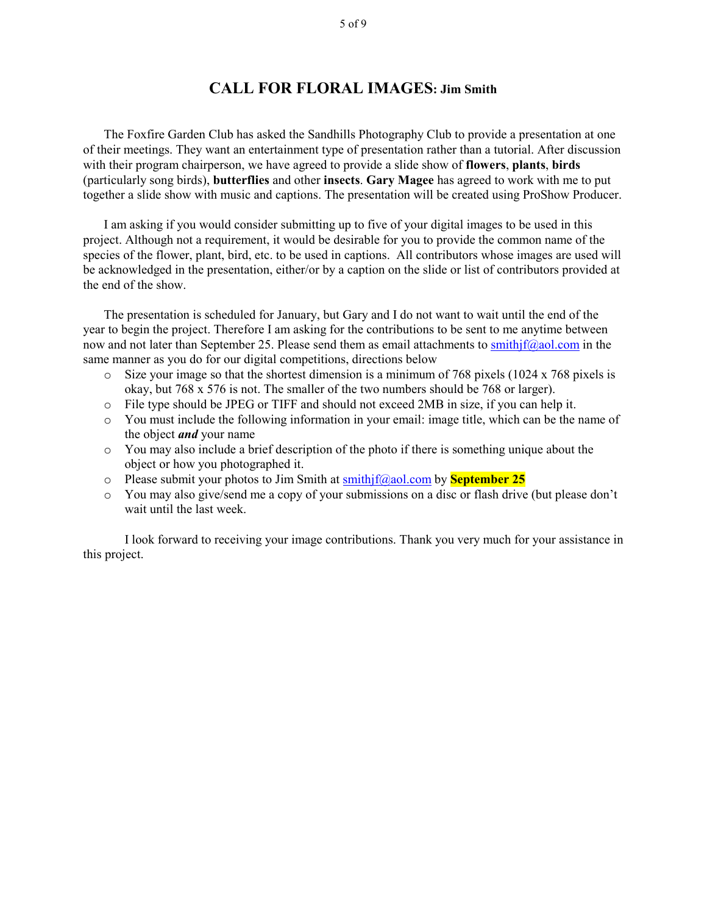## CALL FOR FLORAL IMAGES: Jim Smith

The Foxfire Garden Club has asked the Sandhills Photography Club to provide a presentation at one of their meetings. They want an entertainment type of presentation rather than a tutorial. After discussion with their program chairperson, we have agreed to provide a slide show of **flowers**, **plants**, **birds** (particularly song birds), **butterflies** and other **insects**. **Gary Magee** has agreed to work with me to put together a slide show with music and captions. The presentation will be created using ProShow Producer.

I am asking if you would consider submitting up to five of your digital images to be used in this project. Although not a requirement, it would be desirable for you to provide the common name of the species of the flower, plant, bird, etc. to be used in captions. All contributors whose images are used will be acknowledged in the presentation, either/or by a caption on the slide or list of contributors provided at the end of the show.

The presentation is scheduled for January, but Gary and I do not want to wait until the end of the year to begin the project. Therefore I am asking for the contributions to be sent to me anytime between now and not later than September 25. Please send them as email attachments to smithjf@aol.com in the same manner as you do for our digital competitions, directions below

- Size your image so that the shortest dimension is a minimum of 768 pixels (1024 x 768 pixels is okay, but 768 x 576 is not. The smaller of the two numbers should be 768 or larger).
- File type should be JPEG or TIFF and should not exceed 2MB in size, if you can help it.
- You must include the following information in your email: image title, which can be the name of the object ***and*** your name
- You may also include a brief description of the photo if there is something unique about the object or how you photographed it.
- Please submit your photos to Jim Smith at smithjf@aol.com by **September 25**
- You may also give/send me a copy of your submissions on a disc or flash drive (but please don't wait until the last week.

I look forward to receiving your image contributions. Thank you very much for your assistance in this project.